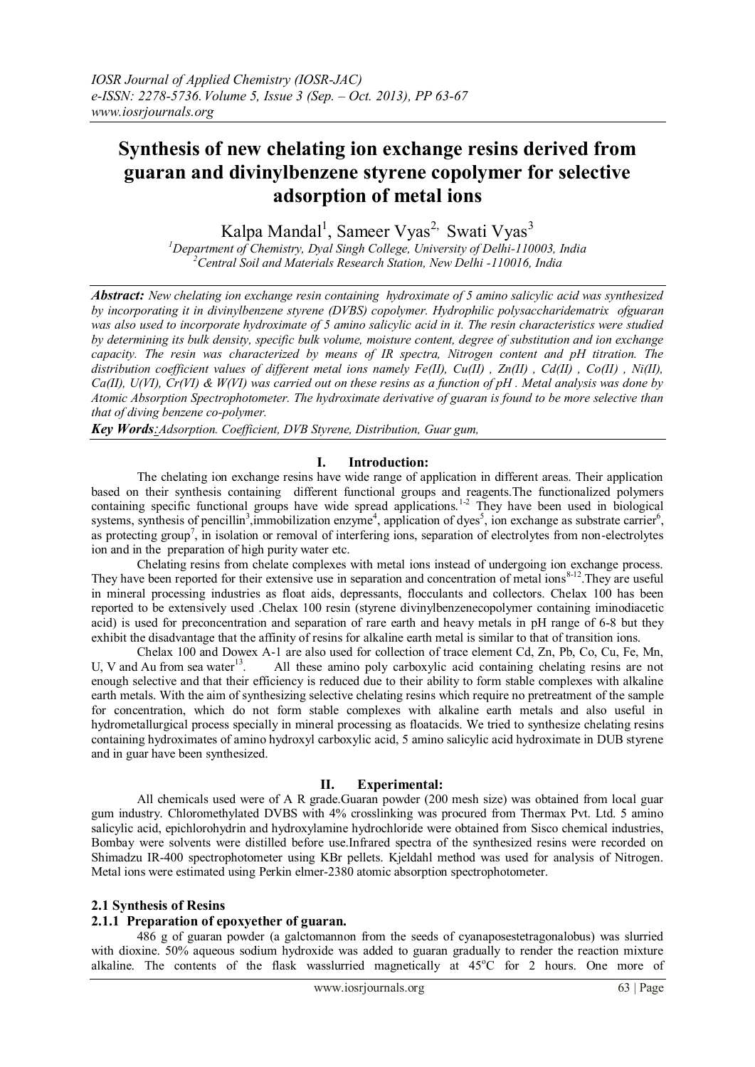# Synthesis of new chelating ion exchange resins derived from guaran and divinylbenzene styrene copolymer for selective adsorption of metal ions

Kalpa Mandal[1], Sameer Vyas[2,] Swati Vyas[3]

[1]Department of Chemistry, Dyal Singh College, University of Delhi-110003, India
[2]Central Soil and Materials Research Station, New Delhi -110016, India

***Abstract:*** *New chelating ion exchange resin containing hydroximate of 5 amino salicylic acid was synthesized by incorporating it in divinylbenzene styrene (DVBS) copolymer. Hydrophilic polysaccharidematrix ofguaran was also used to incorporate hydroximate of 5 amino salicylic acid in it. The resin characteristics were studied by determining its bulk density, specific bulk volume, moisture content, degree of substitution and ion exchange capacity. The resin was characterized by means of IR spectra, Nitrogen content and pH titration. The distribution coefficient values of different metal ions namely Fe(II), Cu(II) , Zn(II) , Cd(II) , Co(II) , Ni(II), Ca(II), U(VI), Cr(VI) & W(VI) was carried out on these resins as a function of pH . Metal analysis was done by Atomic Absorption Spectrophotometer. The hydroximate derivative of guaran is found to be more selective than that of diving benzene co-polymer.*

***Key Words:*** *Adsorption. Coefficient, DVB Styrene, Distribution, Guar gum,*

## I. Introduction:

The chelating ion exchange resins have wide range of application in different areas. Their application based on their synthesis containing different functional groups and reagents.The functionalized polymers containing specific functional groups have wide spread applications.[1-2] They have been used in biological systems, synthesis of pencillin[3],immobilization enzyme[4], application of dyes[5], ion exchange as substrate carrier[6], as protecting group[7], in isolation or removal of interfering ions, separation of electrolytes from non-electrolytes ion and in the preparation of high purity water etc.

Chelating resins from chelate complexes with metal ions instead of undergoing ion exchange process. They have been reported for their extensive use in separation and concentration of metal ions[8-12].They are useful in mineral processing industries as float aids, depressants, flocculants and collectors. Chelax 100 has been reported to be extensively used .Chelax 100 resin (styrene divinylbenzenecopolymer containing iminodiacetic acid) is used for preconcentration and separation of rare earth and heavy metals in pH range of 6-8 but they exhibit the disadvantage that the affinity of resins for alkaline earth metal is similar to that of transition ions.

Chelax 100 and Dowex A-1 are also used for collection of trace element Cd, Zn, Pb, Co, Cu, Fe, Mn, U, V and Au from sea water[13]. All these amino poly carboxylic acid containing chelating resins are not enough selective and that their efficiency is reduced due to their ability to form stable complexes with alkaline earth metals. With the aim of synthesizing selective chelating resins which require no pretreatment of the sample for concentration, which do not form stable complexes with alkaline earth metals and also useful in hydrometallurgical process specially in mineral processing as floatacids. We tried to synthesize chelating resins containing hydroximates of amino hydroxyl carboxylic acid, 5 amino salicylic acid hydroximate in DUB styrene and in guar have been synthesized.

## II. Experimental:

All chemicals used were of A R grade.Guaran powder (200 mesh size) was obtained from local guar gum industry. Chloromethylated DVBS with 4% crosslinking was procured from Thermax Pvt. Ltd. 5 amino salicylic acid, epichlorohydrin and hydroxylamine hydrochloride were obtained from Sisco chemical industries, Bombay were solvents were distilled before use.Infrared spectra of the synthesized resins were recorded on Shimadzu IR-400 spectrophotometer using KBr pellets. Kjeldahl method was used for analysis of Nitrogen. Metal ions were estimated using Perkin elmer-2380 atomic absorption spectrophotometer.

### 2.1 Synthesis of Resins

#### 2.1.1 Preparation of epoxyether of guaran.

486 g of guaran powder (a galctomannon from the seeds of cyanaposestetragonalobus) was slurried with dioxine. 50% aqueous sodium hydroxide was added to guaran gradually to render the reaction mixture alkaline. The contents of the flask wasslurried magnetically at 45°C for 2 hours. One more of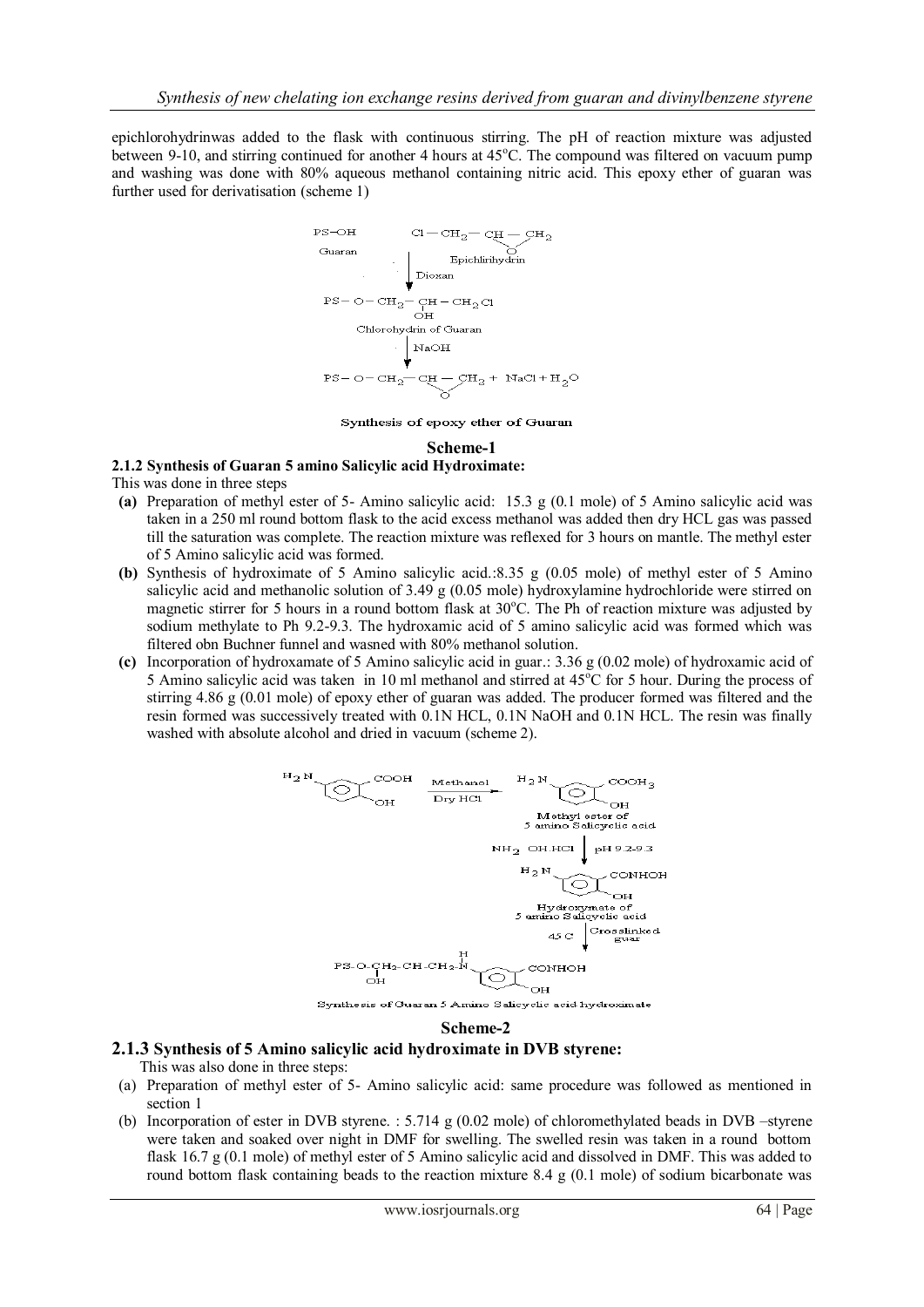epichlorohydrinwas added to the flask with continuous stirring. The pH of reaction mixture was adjusted between 9-10, and stirring continued for another 4 hours at 45°C. The compound was filtered on vacuum pump and washing was done with 80% aqueous methanol containing nitric acid. This epoxy ether of guaran was further used for derivatisation (scheme 1)

Synthesis of epoxy ether of Guaran

**Scheme-1**

### 2.1.2 Synthesis of Guaran 5 amino Salicylic acid Hydroximate:

This was done in three steps

- **(a)** Preparation of methyl ester of 5- Amino salicylic acid: 15.3 g (0.1 mole) of 5 Amino salicylic acid was taken in a 250 ml round bottom flask to the acid excess methanol was added then dry HCL gas was passed till the saturation was complete. The reaction mixture was reflexed for 3 hours on mantle. The methyl ester of 5 Amino salicylic acid was formed.
- **(b)** Synthesis of hydroximate of 5 Amino salicylic acid.:8.35 g (0.05 mole) of methyl ester of 5 Amino salicylic acid and methanolic solution of 3.49 g (0.05 mole) hydroxylamine hydrochloride were stirred on magnetic stirrer for 5 hours in a round bottom flask at 30°C. The Ph of reaction mixture was adjusted by sodium methylate to Ph 9.2-9.3. The hydroxamic acid of 5 amino salicylic acid was formed which was filtered obn Buchner funnel and wasned with 80% methanol solution.
- **(c)** Incorporation of hydroxamate of 5 Amino salicylic acid in guar.: 3.36 g (0.02 mole) of hydroxamic acid of 5 Amino salicylic acid was taken in 10 ml methanol and stirred at 45°C for 5 hour. During the process of stirring 4.86 g (0.01 mole) of epoxy ether of guaran was added. The producer formed was filtered and the resin formed was successively treated with 0.1N HCL, 0.1N NaOH and 0.1N HCL. The resin was finally washed with absolute alcohol and dried in vacuum (scheme 2).

Synthesis of Guaran 5 Amino Salicylic acid hydroximate

**Scheme-2**

### 2.1.3 Synthesis of 5 Amino salicylic acid hydroximate in DVB styrene:

This was also done in three steps:

- (a) Preparation of methyl ester of 5- Amino salicylic acid: same procedure was followed as mentioned in section 1
- (b) Incorporation of ester in DVB styrene. : 5.714 g (0.02 mole) of chloromethylated beads in DVB –styrene were taken and soaked over night in DMF for swelling. The swelled resin was taken in a round bottom flask 16.7 g (0.1 mole) of methyl ester of 5 Amino salicylic acid and dissolved in DMF. This was added to round bottom flask containing beads to the reaction mixture 8.4 g (0.1 mole) of sodium bicarbonate was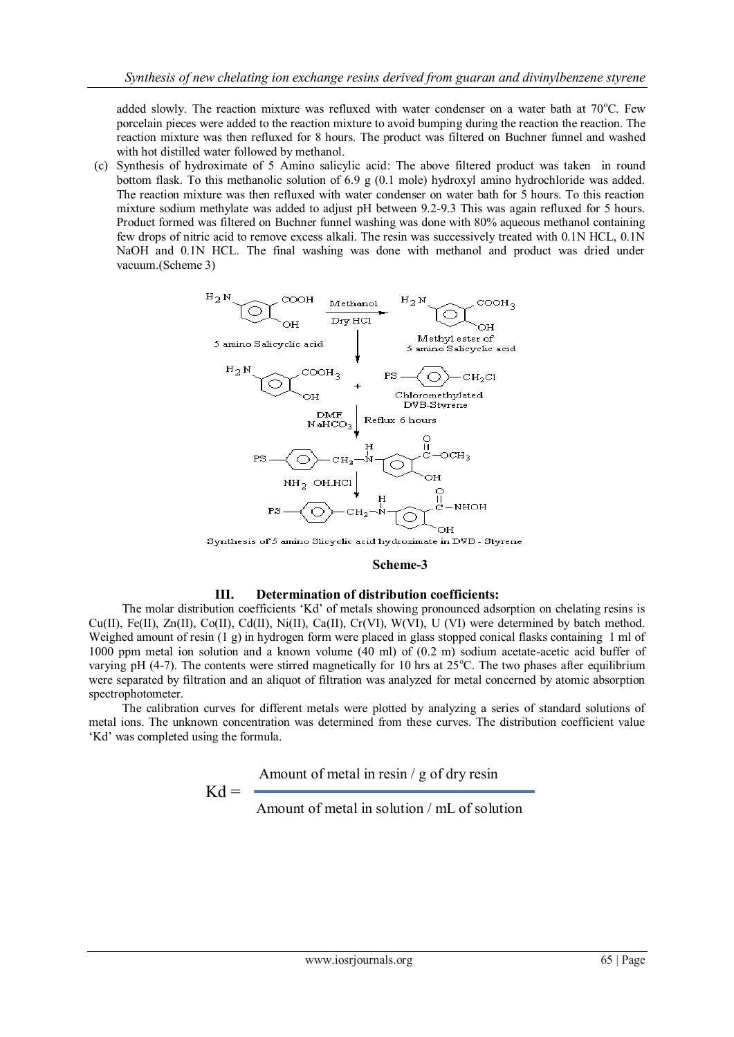added slowly. The reaction mixture was refluxed with water condenser on a water bath at 70°C. Few porcelain pieces were added to the reaction mixture to avoid bumping during the reaction the reaction. The reaction mixture was then refluxed for 8 hours. The product was filtered on Buchner funnel and washed with hot distilled water followed by methanol.

(c) Synthesis of hydroximate of 5 Amino salicylic acid: The above filtered product was taken in round bottom flask. To this methanolic solution of 6.9 g (0.1 mole) hydroxyl amino hydrochloride was added. The reaction mixture was then refluxed with water condenser on water bath for 5 hours. To this reaction mixture sodium methylate was added to adjust pH between 9.2-9.3 This was again refluxed for 5 hours. Product formed was filtered on Buchner funnel washing was done with 80% aqueous methanol containing few drops of nitric acid to remove excess alkali. The resin was successively treated with 0.1N HCL, 0.1N NaOH and 0.1N HCL. The final washing was done with methanol and product was dried under vacuum.(Scheme 3)

5 amino Salicylic acid → (Methanol, Dry HCl) → Methyl ester of 5 amino Salicylic acid

Methyl ester of 5 amino Salicylic acid + Chloromethylated DVB-Styrene → (DMF, NaHCO$_3$, Reflux 6 hours) → PS–C$_6$H$_4$–CH$_2$–NH–C$_6$H$_3$(OH)–C(=O)–OCH$_3$

→ (NH$_2$OH.HCl) → PS–C$_6$H$_4$–CH$_2$–NH–C$_6$H$_3$(OH)–C(=O)–NHOH

Synthesis of 5 amino Slicyclic acid hydroximate in DVB - Styrene

**Scheme-3**

## III. Determination of distribution coefficients:

The molar distribution coefficients 'Kd' of metals showing pronounced adsorption on chelating resins is Cu(II), Fe(II), Zn(II), Co(II), Cd(II), Ni(II), Ca(II), Cr(VI), W(VI), U (VI) were determined by batch method. Weighed amount of resin (1 g) in hydrogen form were placed in glass stopped conical flasks containing 1 ml of 1000 ppm metal ion solution and a known volume (40 ml) of (0.2 m) sodium acetate-acetic acid buffer of varying pH (4-7). The contents were stirred magnetically for 10 hrs at 25°C. The two phases after equilibrium were separated by filtration and an aliquot of filtration was analyzed for metal concerned by atomic absorption spectrophotometer.

The calibration curves for different metals were plotted by analyzing a series of standard solutions of metal ions. The unknown concentration was determined from these curves. The distribution coefficient value 'Kd' was completed using the formula.

$$Kd = \frac{\text{Amount of metal in resin / g of dry resin}}{\text{Amount of metal in solution / mL of solution}}$$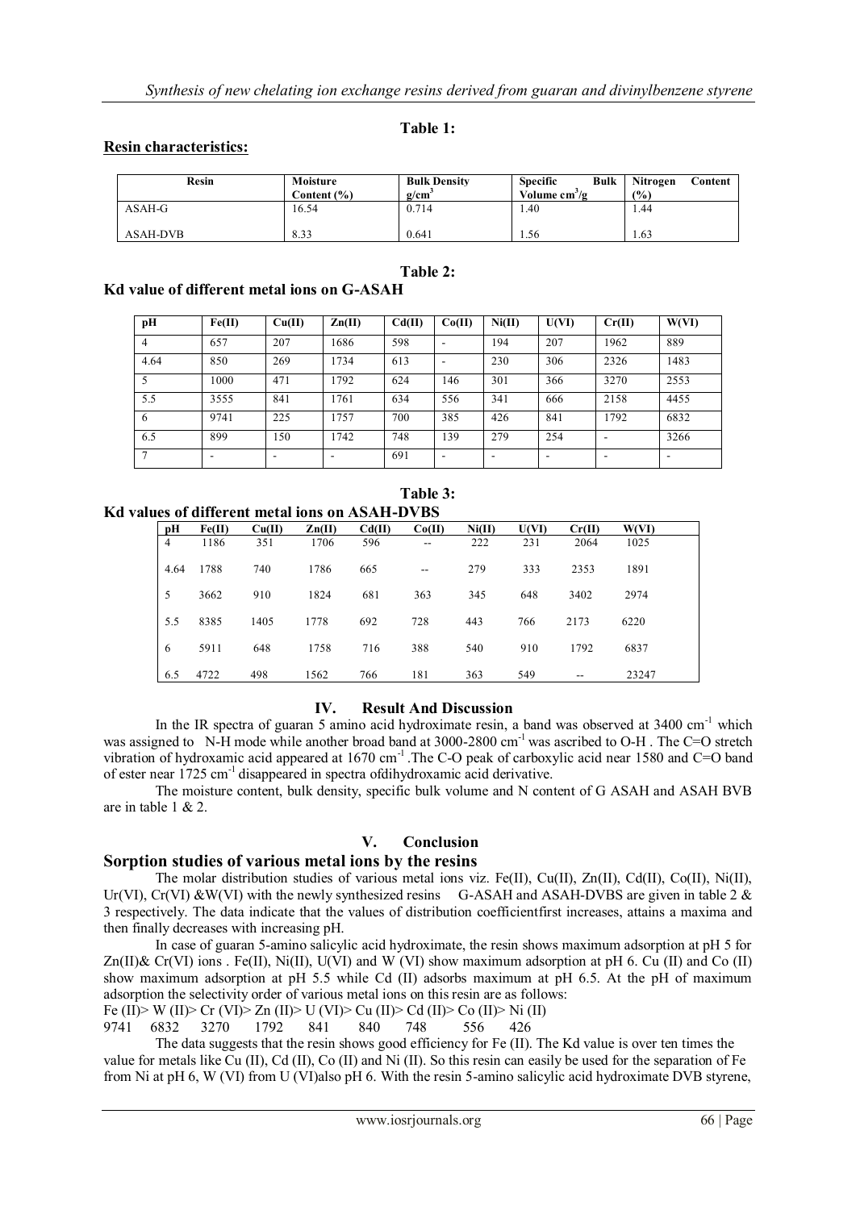**Table 1:**

**Resin characteristics:**

| Resin | Moisture Content (%) | Bulk Density g/cm$^3$ | Specific Bulk Volume cm$^3$/g | Nitrogen Content (%) |
|---|---|---|---|---|
| ASAH-G | 16.54 | 0.714 | 1.40 | 1.44 |
| ASAH-DVB | 8.33 | 0.641 | 1.56 | 1.63 |

**Table 2:**

**Kd value of different metal ions on G-ASAH**

| pH | Fe(II) | Cu(II) | Zn(II) | Cd(II) | Co(II) | Ni(II) | U(VI) | Cr(II) | W(VI) |
|---|---|---|---|---|---|---|---|---|---|
| 4 | 657 | 207 | 1686 | 598 | - | 194 | 207 | 1962 | 889 |
| 4.64 | 850 | 269 | 1734 | 613 | - | 230 | 306 | 2326 | 1483 |
| 5 | 1000 | 471 | 1792 | 624 | 146 | 301 | 366 | 3270 | 2553 |
| 5.5 | 3555 | 841 | 1761 | 634 | 556 | 341 | 666 | 2158 | 4455 |
| 6 | 9741 | 225 | 1757 | 700 | 385 | 426 | 841 | 1792 | 6832 |
| 6.5 | 899 | 150 | 1742 | 748 | 139 | 279 | 254 | - | 3266 |
| 7 | - | - | - | 691 | - | - | - | - | - |

**Table 3:**

**Kd values of different metal ions on ASAH-DVBS**

| pH | Fe(II) | Cu(II) | Zn(II) | Cd(II) | Co(II) | Ni(II) | U(VI) | Cr(II) | W(VI) |
|---|---|---|---|---|---|---|---|---|---|
| 4 | 1186 | 351 | 1706 | 596 | -- | 222 | 231 | 2064 | 1025 |
| 4.64 | 1788 | 740 | 1786 | 665 | -- | 279 | 333 | 2353 | 1891 |
| 5 | 3662 | 910 | 1824 | 681 | 363 | 345 | 648 | 3402 | 2974 |
| 5.5 | 8385 | 1405 | 1778 | 692 | 728 | 443 | 766 | 2173 | 6220 |
| 6 | 5911 | 648 | 1758 | 716 | 388 | 540 | 910 | 1792 | 6837 |
| 6.5 | 4722 | 498 | 1562 | 766 | 181 | 363 | 549 | -- | 23247 |

## IV. Result And Discussion

In the IR spectra of guaran 5 amino acid hydroximate resin, a band was observed at 3400 cm$^{-1}$ which was assigned to N-H mode while another broad band at 3000-2800 cm$^{-1}$ was ascribed to O-H . The C=O stretch vibration of hydroxamic acid appeared at 1670 cm$^{-1}$ .The C-O peak of carboxylic acid near 1580 and C=O band of ester near 1725 cm$^{-1}$ disappeared in spectra ofdihydroxamic acid derivative.

The moisture content, bulk density, specific bulk volume and N content of G ASAH and ASAH BVB are in table 1 & 2.

## V. Conclusion

### Sorption studies of various metal ions by the resins

The molar distribution studies of various metal ions viz. Fe(II), Cu(II), Zn(II), Cd(II), Co(II), Ni(II), Ur(VI), Cr(VI) &W(VI) with the newly synthesized resins G-ASAH and ASAH-DVBS are given in table 2 & 3 respectively. The data indicate that the values of distribution coefficientfirst increases, attains a maxima and then finally decreases with increasing pH.

In case of guaran 5-amino salicylic acid hydroximate, the resin shows maximum adsorption at pH 5 for Zn(II)& Cr(VI) ions . Fe(II), Ni(II), U(VI) and W (VI) show maximum adsorption at pH 6. Cu (II) and Co (II) show maximum adsorption at pH 5.5 while Cd (II) adsorbs maximum at pH 6.5. At the pH of maximum adsorption the selectivity order of various metal ions on this resin are as follows:

Fe (II)> W (II)> Cr (VI)> Zn (II)> U (VI)> Cu (II)> Cd (II)> Co (II)> Ni (II)
9741 6832 3270 1792 841 840 748 556 426

The data suggests that the resin shows good efficiency for Fe (II). The Kd value is over ten times the value for metals like Cu (II), Cd (II), Co (II) and Ni (II). So this resin can easily be used for the separation of Fe from Ni at pH 6, W (VI) from U (VI)also pH 6. With the resin 5-amino salicylic acid hydroximate DVB styrene,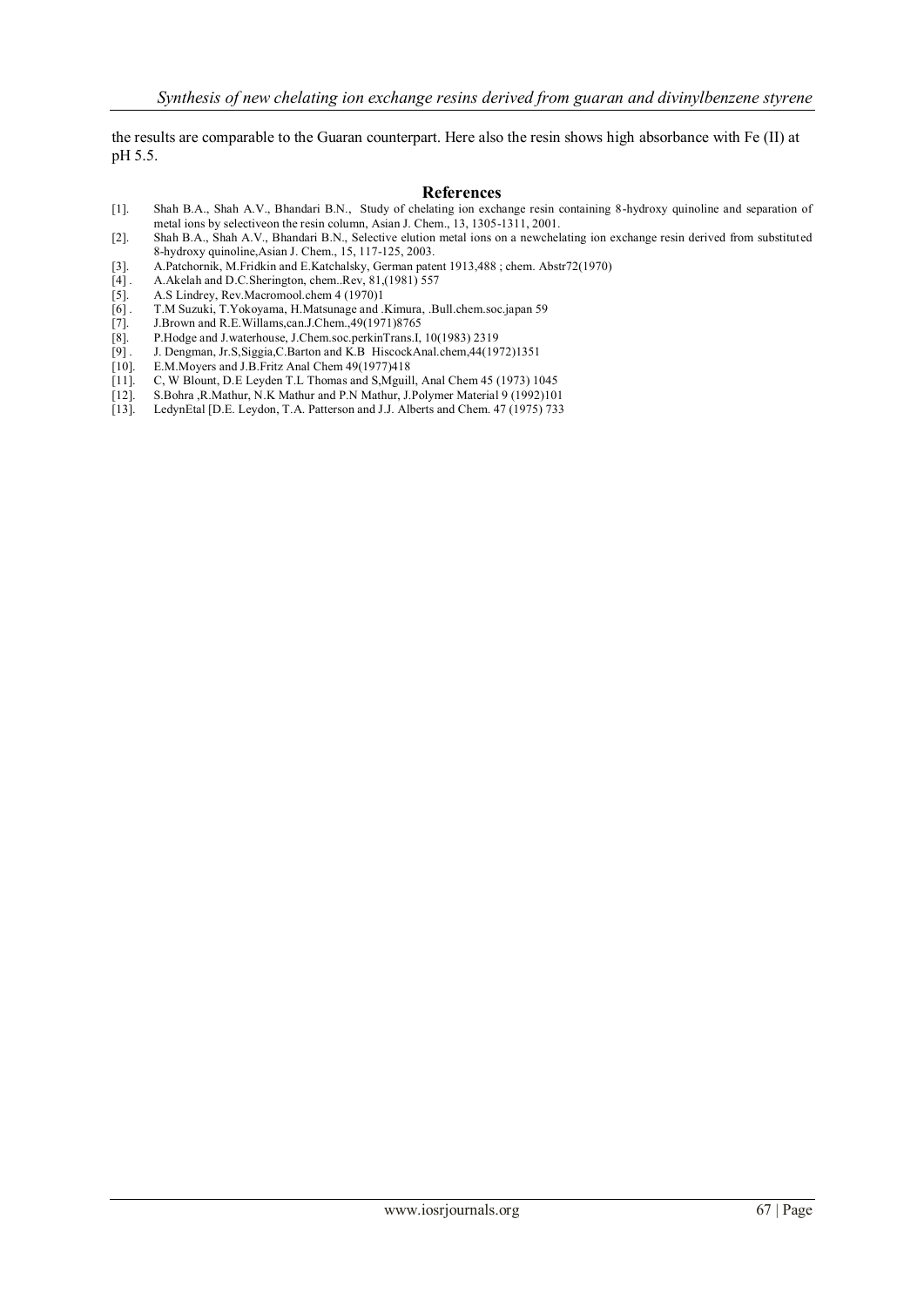the results are comparable to the Guaran counterpart. Here also the resin shows high absorbance with Fe (II) at pH 5.5.

## References

[1]. Shah B.A., Shah A.V., Bhandari B.N., Study of chelating ion exchange resin containing 8-hydroxy quinoline and separation of metal ions by selectiveon the resin column, Asian J. Chem., 13, 1305-1311, 2001.

[2]. Shah B.A., Shah A.V., Bhandari B.N., Selective elution metal ions on a newchelating ion exchange resin derived from substituted 8-hydroxy quinoline,Asian J. Chem., 15, 117-125, 2003.

[3]. A.Patchornik, M.Fridkin and E.Katchalsky, German patent 1913,488 ; chem. Abstr72(1970)

[4] . A.Akelah and D.C.Sherington, chem..Rev, 81,(1981) 557

[5]. A.S Lindrey, Rev.Macromool.chem 4 (1970)1

[6] . T.M Suzuki, T.Yokoyama, H.Matsunage and .Kimura, .Bull.chem.soc.japan 59

[7]. J.Brown and R.E.Willams,can.J.Chem.,49(1971)8765

[8]. P.Hodge and J.waterhouse, J.Chem.soc.perkinTrans.I, 10(1983) 2319

[9] . J. Dengman, Jr.S,Siggia,C.Barton and K.B HiscockAnal.chem,44(1972)1351

[10]. E.M.Moyers and J.B.Fritz Anal Chem 49(1977)418

[11]. C, W Blount, D.E Leyden T.L Thomas and S,Mguill, Anal Chem 45 (1973) 1045

[12]. S.Bohra ,R.Mathur, N.K Mathur and P.N Mathur, J.Polymer Material 9 (1992)101

[13]. LedynEtal [D.E. Leydon, T.A. Patterson and J.J. Alberts and Chem. 47 (1975) 733